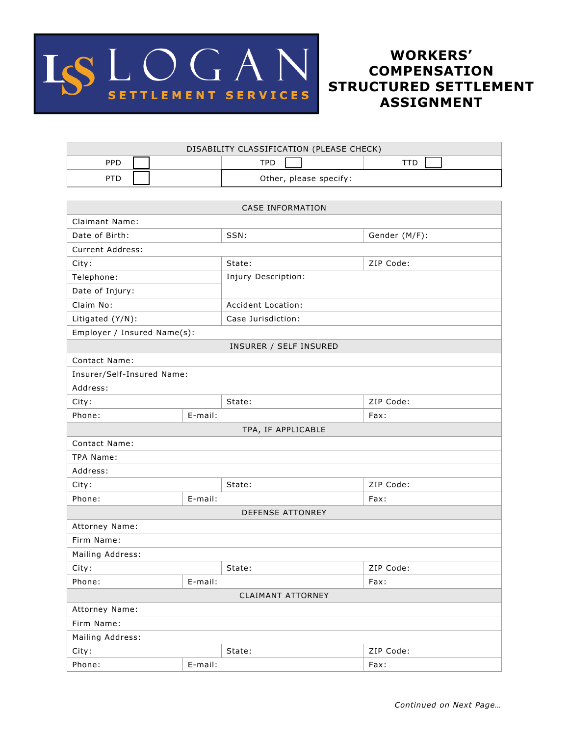LOGAN SETTLEMENT SERVICES

# WORKERS' COMPENSATION STRUCTURED SETTLEMENT ASSIGNMENT

| DISABILITY CLASSIFICATION (PLEASE CHECK) | | |
|---|---|---|
| PPD ☐ | TPD ☐ | TTD ☐ |
| PTD ☐ | Other, please specify: | |

| CASE INFORMATION | | | |
|---|---|---|---|
| Claimant Name: | | | |
| Date of Birth: | | SSN: | Gender (M/F): |
| Current Address: | | | |
| City: | | State: | ZIP Code: |
| Telephone: | | Injury Description: | |
| Date of Injury: | | | |
| Claim No: | | Accident Location: | |
| Litigated (Y/N): | | Case Jurisdiction: | |
| Employer / Insured Name(s): | | | |
| **INSURER / SELF INSURED** | | | |
| Contact Name: | | | |
| Insurer/Self-Insured Name: | | | |
| Address: | | | |
| City: | | State: | ZIP Code: |
| Phone: | E-mail: | | Fax: |
| **TPA, IF APPLICABLE** | | | |
| Contact Name: | | | |
| TPA Name: | | | |
| Address: | | | |
| City: | | State: | ZIP Code: |
| Phone: | E-mail: | | Fax: |
| **DEFENSE ATTONREY** | | | |
| Attorney Name: | | | |
| Firm Name: | | | |
| Mailing Address: | | | |
| City: | | State: | ZIP Code: |
| Phone: | E-mail: | | Fax: |
| **CLAIMANT ATTORNEY** | | | |
| Attorney Name: | | | |
| Firm Name: | | | |
| Mailing Address: | | | |
| City: | | State: | ZIP Code: |
| Phone: | E-mail: | | Fax: |

*Continued on Next Page…*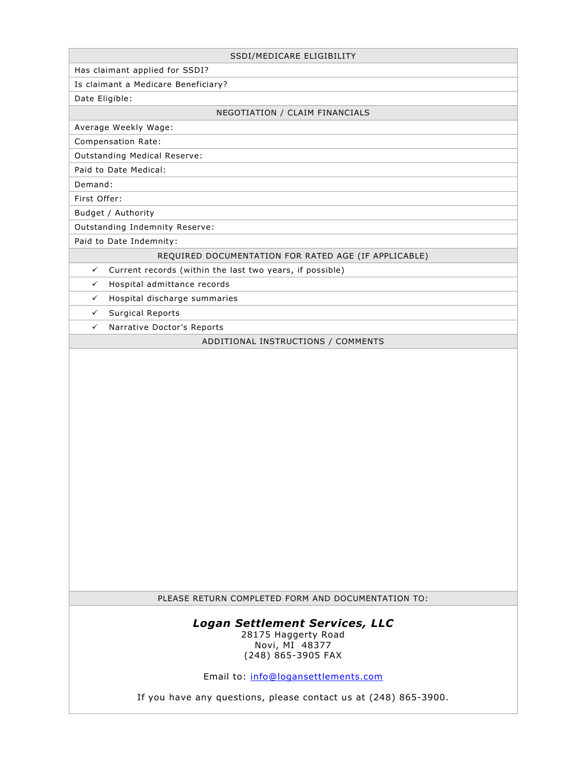| SSDI/MEDICARE ELIGIBILITY |
| --- |
| Has claimant applied for SSDI? |
| Is claimant a Medicare Beneficiary? |
| Date Eligible: |

| NEGOTIATION / CLAIM FINANCIALS |
| --- |
| Average Weekly Wage: |
| Compensation Rate: |
| Outstanding Medical Reserve: |
| Paid to Date Medical: |
| Demand: |
| First Offer: |
| Budget / Authority |
| Outstanding Indemnity Reserve: |
| Paid to Date Indemnity: |

**REQUIRED DOCUMENTATION FOR RATED AGE (IF APPLICABLE)**

- ✓ Current records (within the last two years, if possible)
- ✓ Hospital admittance records
- ✓ Hospital discharge summaries
- ✓ Surgical Reports
- ✓ Narrative Doctor's Reports

**ADDITIONAL INSTRUCTIONS / COMMENTS**

**PLEASE RETURN COMPLETED FORM AND DOCUMENTATION TO:**

***Logan Settlement Services, LLC***
28175 Haggerty Road
Novi, MI 48377
(248) 865-3905 FAX

Email to: info@logansettlements.com

If you have any questions, please contact us at (248) 865-3900.